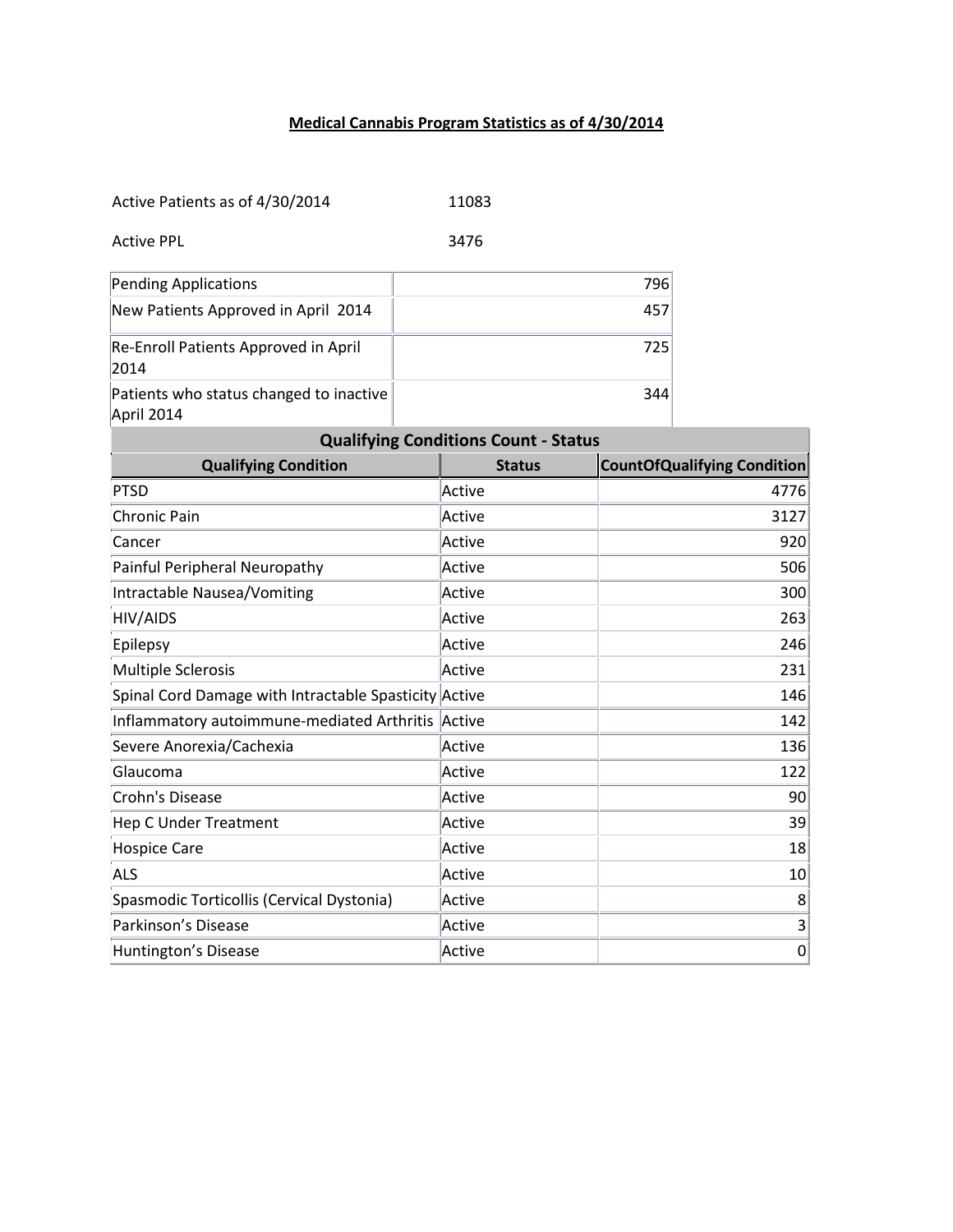# **Medical Cannabis Program Statistics as of 4/30/2014**

Active Patients as of 4/30/2014 11083

Active PPL 3476

| Pending Applications | 796 |
|---|---|
| New Patients Approved in April 2014 | 457 |
| Re-Enroll Patients Approved in April 2014 | 725 |
| Patients who status changed to inactive April 2014 | 344 |

| Qualifying Conditions Count - Status | | |
|---|---|---|
| **Qualifying Condition** | **Status** | **CountOfQualifying Condition** |
| PTSD | Active | 4776 |
| Chronic Pain | Active | 3127 |
| Cancer | Active | 920 |
| Painful Peripheral Neuropathy | Active | 506 |
| Intractable Nausea/Vomiting | Active | 300 |
| HIV/AIDS | Active | 263 |
| Epilepsy | Active | 246 |
| Multiple Sclerosis | Active | 231 |
| Spinal Cord Damage with Intractable Spasticity | Active | 146 |
| Inflammatory autoimmune-mediated Arthritis | Active | 142 |
| Severe Anorexia/Cachexia | Active | 136 |
| Glaucoma | Active | 122 |
| Crohn's Disease | Active | 90 |
| Hep C Under Treatment | Active | 39 |
| Hospice Care | Active | 18 |
| ALS | Active | 10 |
| Spasmodic Torticollis (Cervical Dystonia) | Active | 8 |
| Parkinson’s Disease | Active | 3 |
| Huntington’s Disease | Active | 0 |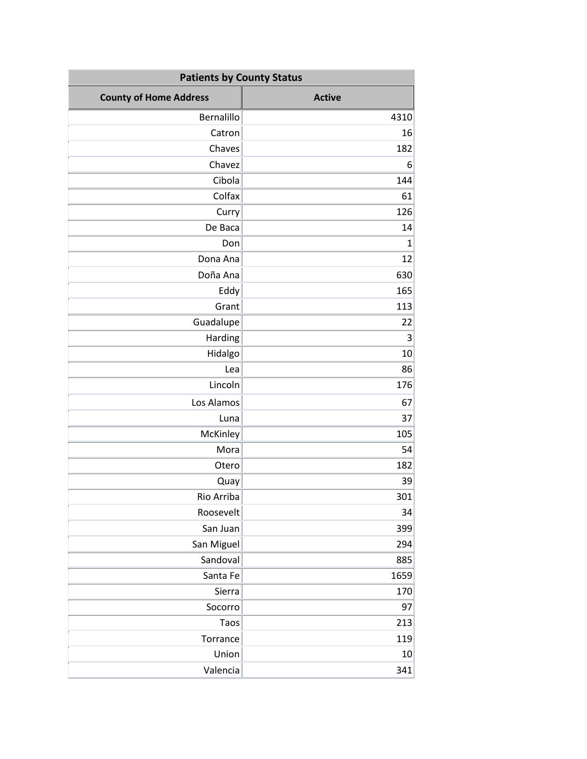| Patients by County Status | |
|---|---|
| **County of Home Address** | **Active** |
| Bernalillo | 4310 |
| Catron | 16 |
| Chaves | 182 |
| Chavez | 6 |
| Cibola | 144 |
| Colfax | 61 |
| Curry | 126 |
| De Baca | 14 |
| Don | 1 |
| Dona Ana | 12 |
| Doña Ana | 630 |
| Eddy | 165 |
| Grant | 113 |
| Guadalupe | 22 |
| Harding | 3 |
| Hidalgo | 10 |
| Lea | 86 |
| Lincoln | 176 |
| Los Alamos | 67 |
| Luna | 37 |
| McKinley | 105 |
| Mora | 54 |
| Otero | 182 |
| Quay | 39 |
| Rio Arriba | 301 |
| Roosevelt | 34 |
| San Juan | 399 |
| San Miguel | 294 |
| Sandoval | 885 |
| Santa Fe | 1659 |
| Sierra | 170 |
| Socorro | 97 |
| Taos | 213 |
| Torrance | 119 |
| Union | 10 |
| Valencia | 341 |